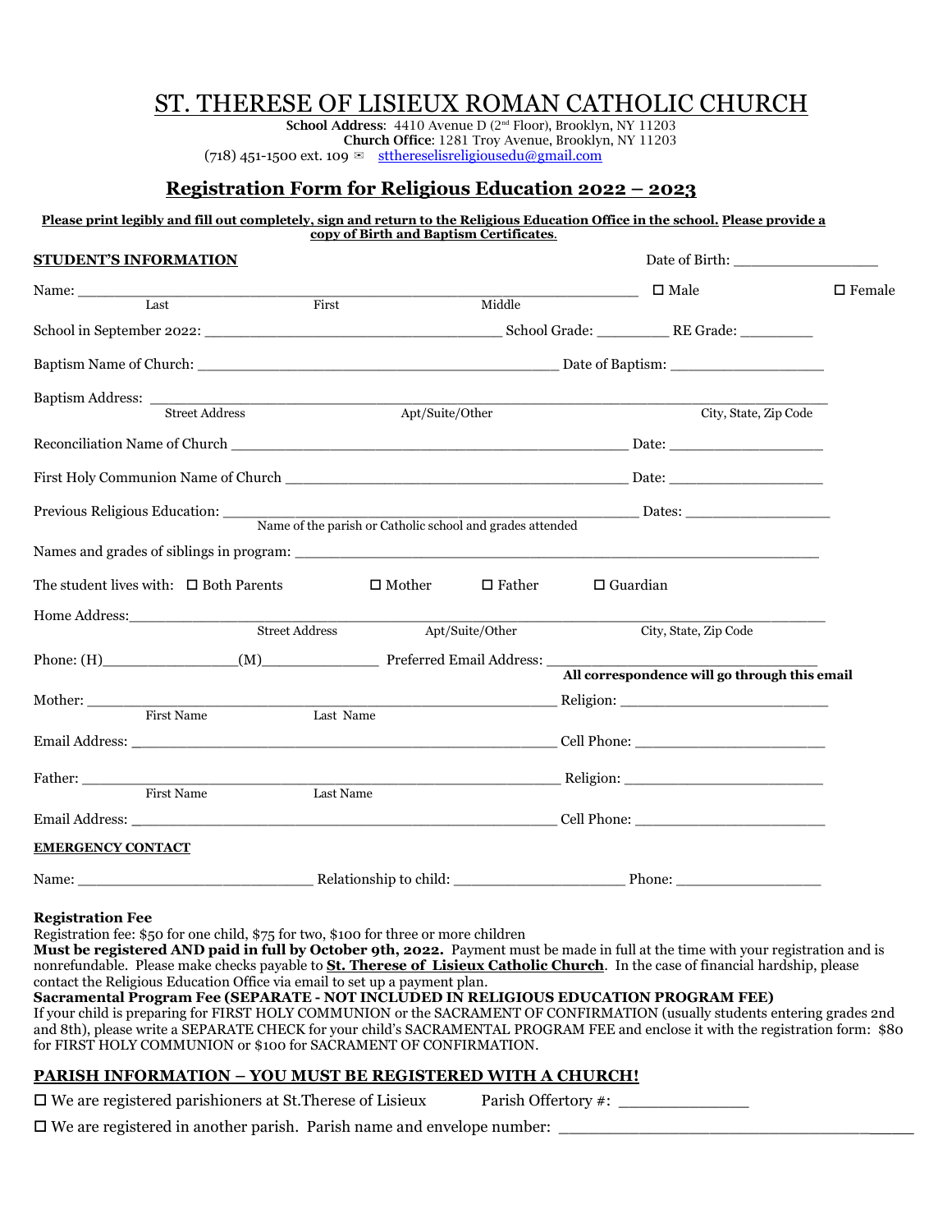# ST. THERESE OF LISIEUX ROMAN CATHOLIC CHURCH

**School Address**: 4410 Avenue D (2nd Floor), Brooklyn, NY 11203
**Church Office**: 1281 Troy Avenue, Brooklyn, NY 11203
(718) 451-1500 ext. 109 ✉ stthereselisreligiousedu@gmail.com

## Registration Form for Religious Education 2022 – 2023

**Please print legibly and fill out completely, sign and return to the Religious Education Office in the school. Please provide a copy of Birth and Baptism Certificates.**

**STUDENT'S INFORMATION** Date of Birth: ________________

Name: ____________________________________________ ☐ Male ☐ Female
Last First Middle

School in September 2022: ______________________________ School Grade: ________ RE Grade: ________

Baptism Name of Church: ____________________________________ Date of Baptism: __________________

Baptism Address: ______________________________________________________________
Street Address Apt/Suite/Other City, State, Zip Code

Reconciliation Name of Church ________________________________________ Date: __________________

First Holy Communion Name of Church __________________________________ Date: __________________

Previous Religious Education: ______________________________________ Dates: _________________
Name of the parish or Catholic school and grades attended

Names and grades of siblings in program: ________________________________________________________

The student lives with: ☐ Both Parents ☐ Mother ☐ Father ☐ Guardian

Home Address:__________________________________________________________________
Street Address Apt/Suite/Other City, State, Zip Code

Phone: (H)_______________(M)______________ Preferred Email Address: ______________________________
**All correspondence will go through this email**

Mother: ______________________________________________ Religion: _______________________
First Name Last Name

Email Address: ________________________________________ Cell Phone: ______________________

Father: ______________________________________________ Religion: _______________________
First Name Last Name

Email Address: ________________________________________ Cell Phone: ______________________

**EMERGENCY CONTACT**

Name: ___________________________ Relationship to child: ____________________ Phone: _________________

**Registration Fee**
Registration fee: $50 for one child, $75 for two, $100 for three or more children
**Must be registered AND paid in full by October 9th, 2022.** Payment must be made in full at the time with your registration and is nonrefundable. Please make checks payable to **St. Therese of Lisieux Catholic Church**. In the case of financial hardship, please contact the Religious Education Office via email to set up a payment plan.
**Sacramental Program Fee (SEPARATE - NOT INCLUDED IN RELIGIOUS EDUCATION PROGRAM FEE)**
If your child is preparing for FIRST HOLY COMMUNION or the SACRAMENT OF CONFIRMATION (usually students entering grades 2nd and 8th), please write a SEPARATE CHECK for your child's SACRAMENTAL PROGRAM FEE and enclose it with the registration form: $80 for FIRST HOLY COMMUNION or $100 for SACRAMENT OF CONFIRMATION.

**PARISH INFORMATION – YOU MUST BE REGISTERED WITH A CHURCH!**

☐ We are registered parishioners at St.Therese of Lisieux Parish Offertory #: ______________

☐ We are registered in another parish. Parish name and envelope number: ________________________________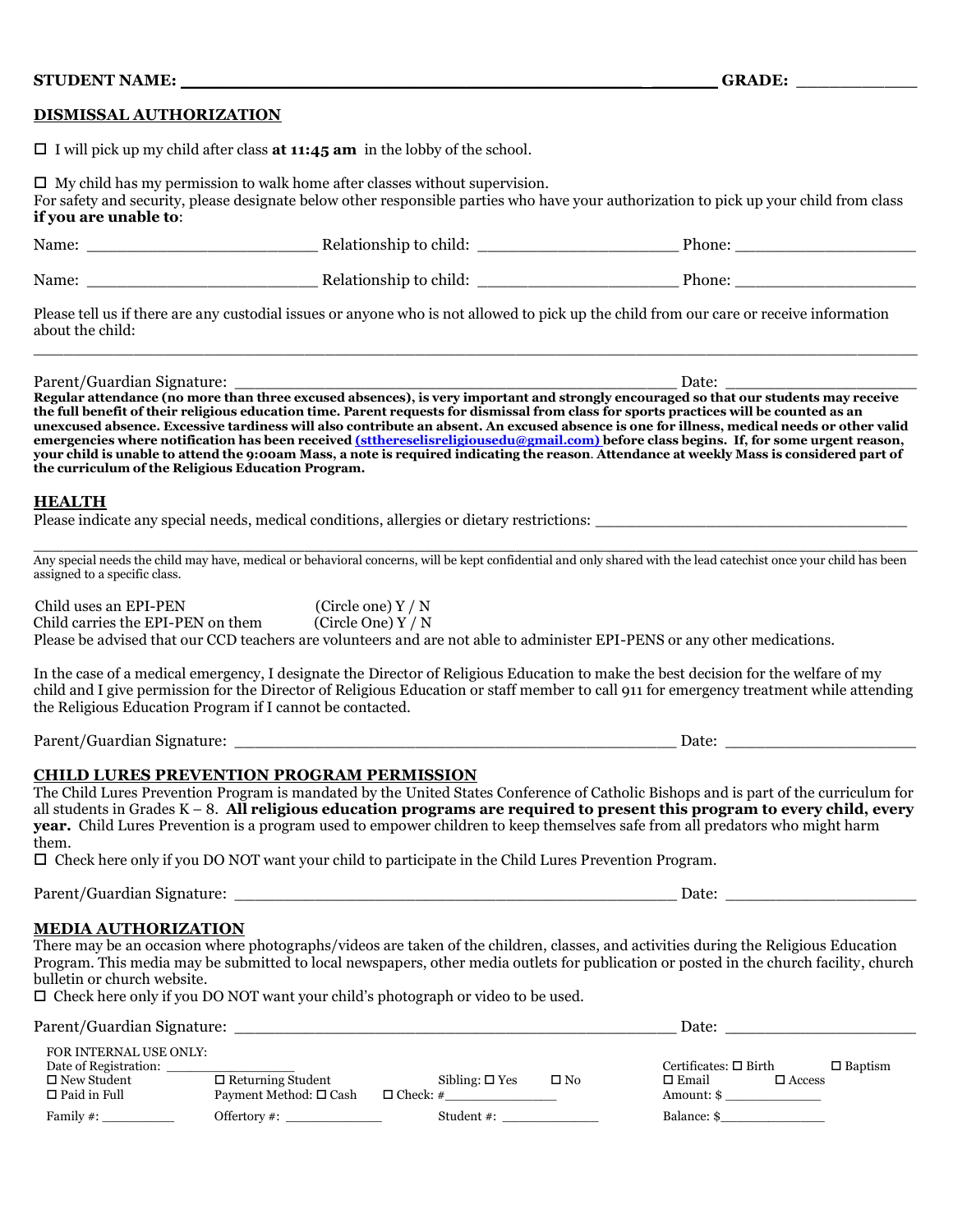**STUDENT NAME:** _________________________________________________ **GRADE:** ___________

## DISMISSAL AUTHORIZATION

☐ I will pick up my child after class **at 11:45 am** in the lobby of the school.

☐ My child has my permission to walk home after classes without supervision.
For safety and security, please designate below other responsible parties who have your authorization to pick up your child from class **if you are unable to**:

Name: ________________________ Relationship to child: ____________________ Phone: __________________

Name: ________________________ Relationship to child: ____________________ Phone: __________________

Please tell us if there are any custodial issues or anyone who is not allowed to pick up the child from our care or receive information about the child:

_____________________________________________________________________________________________

Parent/Guardian Signature: ______________________________________________ Date: ___________________

**Regular attendance (no more than three excused absences), is very important and strongly encouraged so that our students may receive the full benefit of their religious education time. Parent requests for dismissal from class for sports practices will be counted as an unexcused absence. Excessive tardiness will also contribute an absent. An excused absence is one for illness, medical needs or other valid emergencies where notification has been received (stthereselisreligiousedu@gmail.com) before class begins. If, for some urgent reason, your child is unable to attend the 9:00am Mass, a note is required indicating the reason. Attendance at weekly Mass is considered part of the curriculum of the Religious Education Program.**

## HEALTH

Please indicate any special needs, medical conditions, allergies or dietary restrictions: ______________________________

_____________________________________________________________________________________________

Any special needs the child may have, medical or behavioral concerns, will be kept confidential and only shared with the lead catechist once your child has been assigned to a specific class.

Child uses an EPI-PEN (Circle one) Y / N
Child carries the EPI-PEN on them (Circle One) Y / N
Please be advised that our CCD teachers are volunteers and are not able to administer EPI-PENS or any other medications.

In the case of a medical emergency, I designate the Director of Religious Education to make the best decision for the welfare of my child and I give permission for the Director of Religious Education or staff member to call 911 for emergency treatment while attending the Religious Education Program if I cannot be contacted.

Parent/Guardian Signature: ______________________________________________ Date: ___________________

## CHILD LURES PREVENTION PROGRAM PERMISSION

The Child Lures Prevention Program is mandated by the United States Conference of Catholic Bishops and is part of the curriculum for all students in Grades K – 8. **All religious education programs are required to present this program to every child, every year.** Child Lures Prevention is a program used to empower children to keep themselves safe from all predators who might harm them.

☐ Check here only if you DO NOT want your child to participate in the Child Lures Prevention Program.

Parent/Guardian Signature: ______________________________________________ Date: ___________________

## MEDIA AUTHORIZATION

There may be an occasion where photographs/videos are taken of the children, classes, and activities during the Religious Education Program. This media may be submitted to local newspapers, other media outlets for publication or posted in the church facility, church bulletin or church website.

☐ Check here only if you DO NOT want your child's photograph or video to be used.

Parent/Guardian Signature: ______________________________________________ Date: ___________________

FOR INTERNAL USE ONLY:
Date of Registration: ______________
☐ New Student ☐ Returning Student Sibling: ☐ Yes ☐ No
☐ Paid in Full Payment Method: ☐ Cash ☐ Check: #____________
Family #: ________ Offertory #: ___________ Student #: ___________

Certificates: ☐ Birth ☐ Baptism
☐ Email ☐ Access
Amount: $ ___________
Balance: $___________